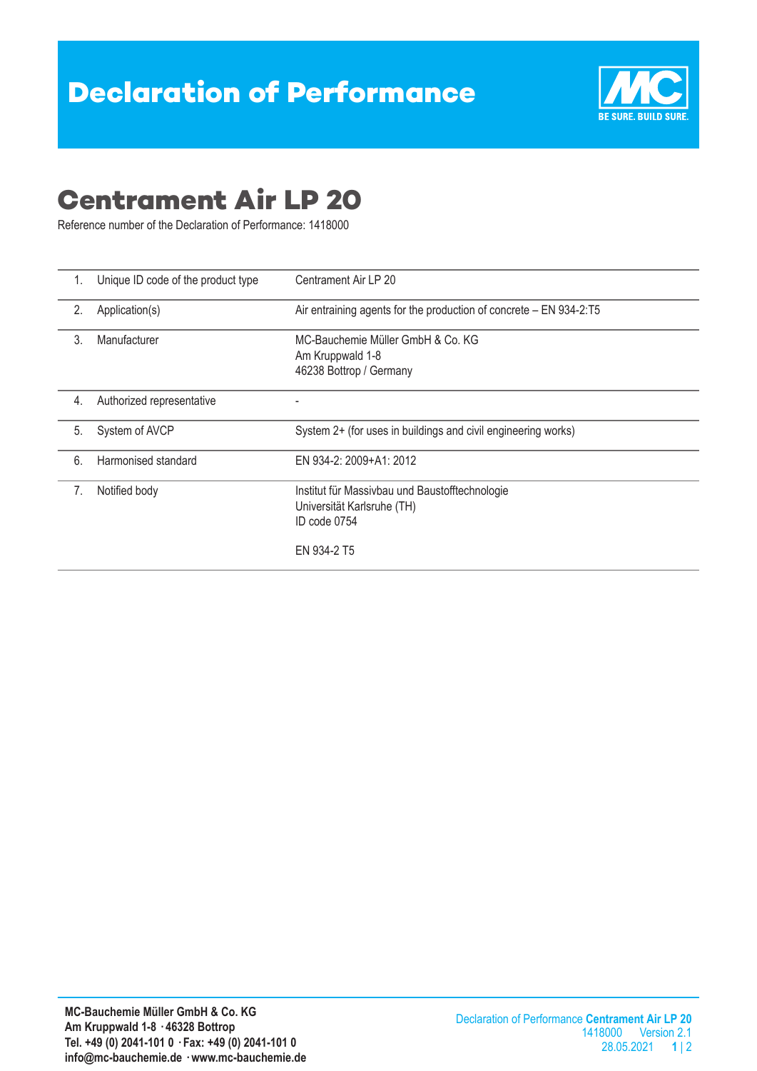# Declaration of Performance

## Centrament Air LP 20

Reference number of the Declaration of Performance: 1418000

| | | |
|---|---|---|
| 1. | Unique ID code of the product type | Centrament Air LP 20 |
| 2. | Application(s) | Air entraining agents for the production of concrete – EN 934-2:T5 |
| 3. | Manufacturer | MC-Bauchemie Müller GmbH & Co. KG<br>Am Kruppwald 1-8<br>46238 Bottrop / Germany |
| 4. | Authorized representative | - |
| 5. | System of AVCP | System 2+ (for uses in buildings and civil engineering works) |
| 6. | Harmonised standard | EN 934-2: 2009+A1: 2012 |
| 7. | Notified body | Institut für Massivbau und Baustofftechnologie<br>Universität Karlsruhe (TH)<br>ID code 0754<br><br>EN 934-2 T5 |

**MC-Bauchemie Müller GmbH & Co. KG**
**Am Kruppwald 1-8 · 46328 Bottrop**
**Tel. +49 (0) 2041-101 0 · Fax: +49 (0) 2041-101 0**
**info@mc-bauchemie.de · www.mc-bauchemie.de**

Declaration of Performance **Centrament Air LP 20**
1418000 Version 2.1
28.05.2021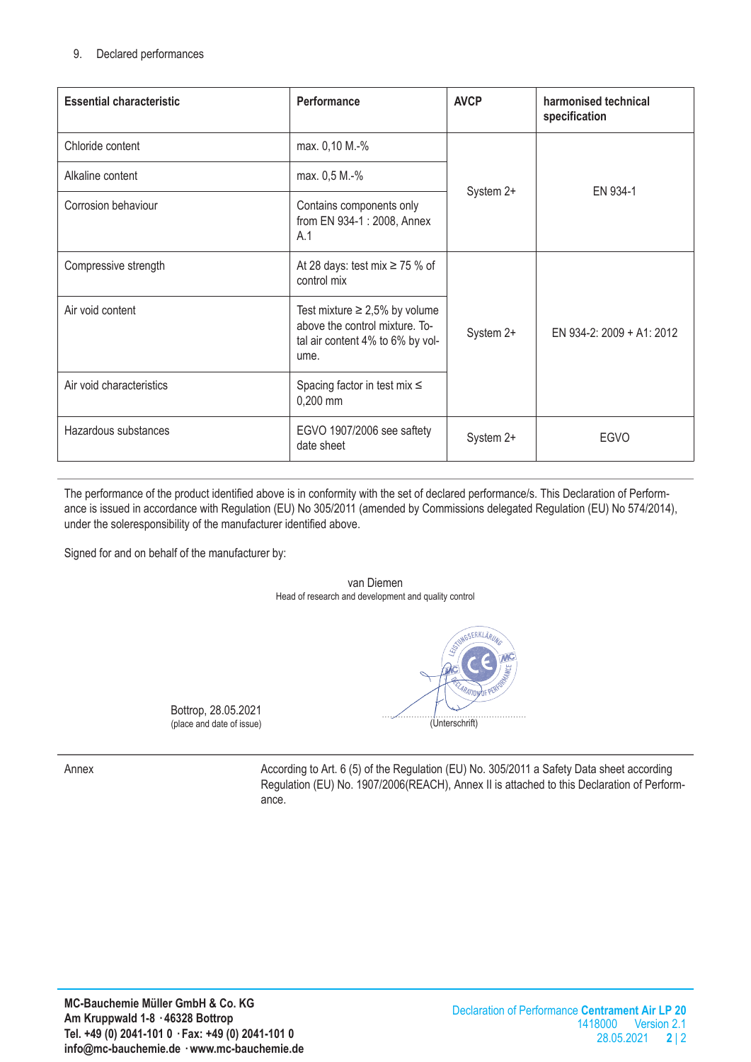9. Declared performances

| Essential characteristic | Performance | AVCP | harmonised technical specification |
|---|---|---|---|
| Chloride content | max. 0,10 M.-% | System 2+ | EN 934-1 |
| Alkaline content | max. 0,5 M.-% | | |
| Corrosion behaviour | Contains components only from EN 934-1 : 2008, Annex A.1 | | |
| Compressive strength | At 28 days: test mix ≥ 75 % of control mix | System 2+ | EN 934-2: 2009 + A1: 2012 |
| Air void content | Test mixture ≥ 2,5% by volume above the control mixture. Total air content 4% to 6% by volume. | | |
| Air void characteristics | Spacing factor in test mix ≤ 0,200 mm | | |
| Hazardous substances | EGVO 1907/2006 see saftety date sheet | System 2+ | EGVO |

The performance of the product identified above is in conformity with the set of declared performance/s. This Declaration of Performance is issued in accordance with Regulation (EU) No 305/2011 (amended by Commissions delegated Regulation (EU) No 574/2014), under the soleresponsibility of the manufacturer identified above.

Signed for and on behalf of the manufacturer by:

van Diemen
Head of research and development and quality control

Bottrop, 28.05.2021
(place and date of issue)

(Unterschrift)

Annex

According to Art. 6 (5) of the Regulation (EU) No. 305/2011 a Safety Data sheet according Regulation (EU) No. 1907/2006(REACH), Annex II is attached to this Declaration of Performance.

**MC-Bauchemie Müller GmbH & Co. KG**
**Am Kruppwald 1-8 · 46328 Bottrop**
**Tel. +49 (0) 2041-101 0 · Fax: +49 (0) 2041-101 0**
**info@mc-bauchemie.de · www.mc-bauchemie.de**

Declaration of Performance **Centrament Air LP 20**
1418000 Version 2.1
28.05.2021